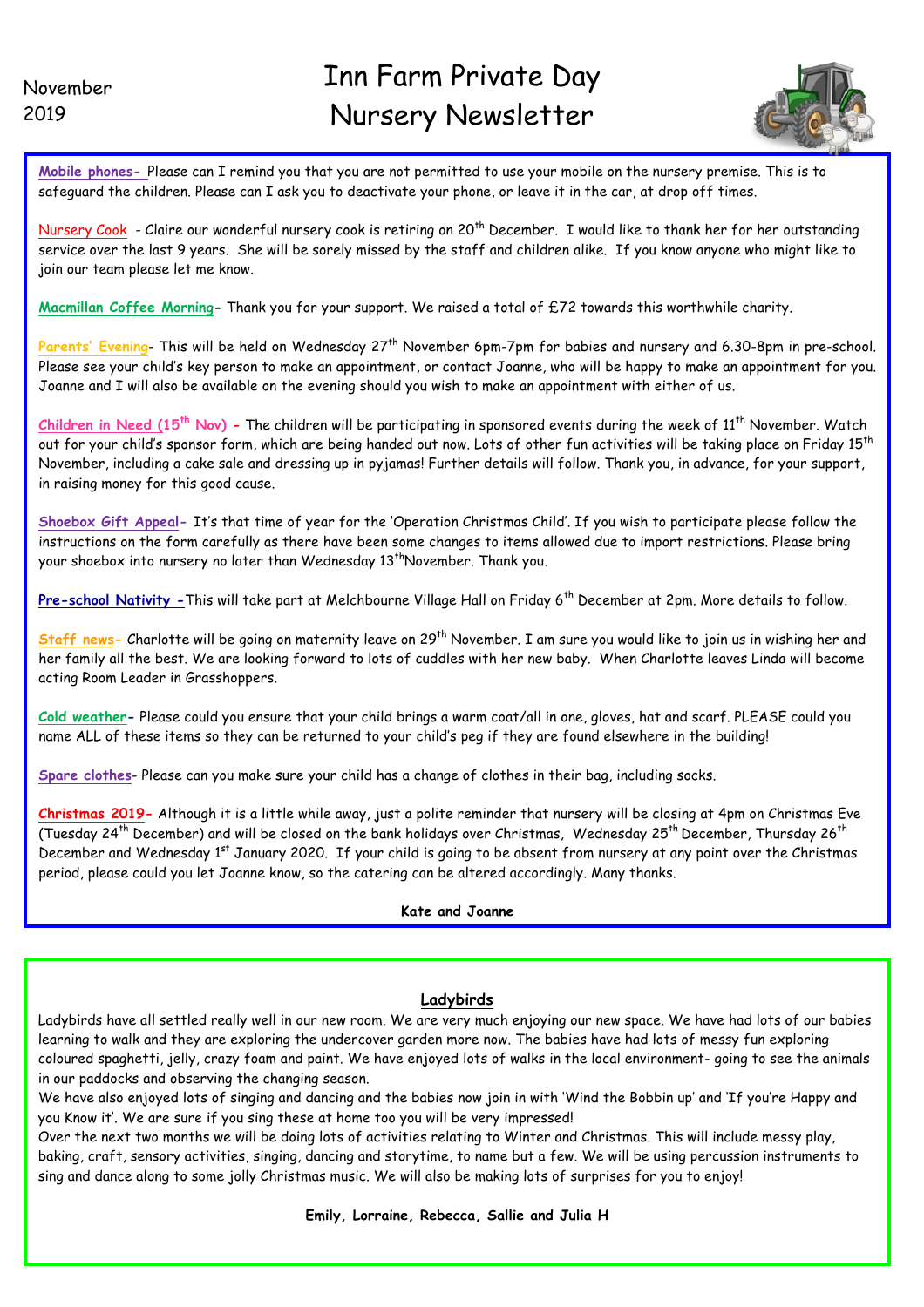November 2019

# Inn Farm Private Day Nursery Newsletter

**Mobile phones-** Please can I remind you that you are not permitted to use your mobile on the nursery premise. This is to safeguard the children. Please can I ask you to deactivate your phone, or leave it in the car, at drop off times.

**Nursery Cook** - Claire our wonderful nursery cook is retiring on 20th December. I would like to thank her for her outstanding service over the last 9 years. She will be sorely missed by the staff and children alike. If you know anyone who might like to join our team please let me know.

**Macmillan Coffee Morning-** Thank you for your support. We raised a total of £72 towards this worthwhile charity.

**Parents' Evening-** This will be held on Wednesday 27th November 6pm-7pm for babies and nursery and 6.30-8pm in pre-school. Please see your child's key person to make an appointment, or contact Joanne, who will be happy to make an appointment for you. Joanne and I will also be available on the evening should you wish to make an appointment with either of us.

**Children in Need (15th Nov) -** The children will be participating in sponsored events during the week of 11th November. Watch out for your child's sponsor form, which are being handed out now. Lots of other fun activities will be taking place on Friday 15th November, including a cake sale and dressing up in pyjamas! Further details will follow. Thank you, in advance, for your support, in raising money for this good cause.

**Shoebox Gift Appeal-** It's that time of year for the 'Operation Christmas Child'. If you wish to participate please follow the instructions on the form carefully as there have been some changes to items allowed due to import restrictions. Please bring your shoebox into nursery no later than Wednesday 13th November. Thank you.

**Pre-school Nativity -**This will take part at Melchbourne Village Hall on Friday 6th December at 2pm. More details to follow.

**Staff news-** Charlotte will be going on maternity leave on 29th November. I am sure you would like to join us in wishing her and her family all the best. We are looking forward to lots of cuddles with her new baby. When Charlotte leaves Linda will become acting Room Leader in Grasshoppers.

**Cold weather-** Please could you ensure that your child brings a warm coat/all in one, gloves, hat and scarf. PLEASE could you name ALL of these items so they can be returned to your child's peg if they are found elsewhere in the building!

**Spare clothes-** Please can you make sure your child has a change of clothes in their bag, including socks.

**Christmas 2019-** Although it is a little while away, just a polite reminder that nursery will be closing at 4pm on Christmas Eve (Tuesday 24th December) and will be closed on the bank holidays over Christmas, Wednesday 25th December, Thursday 26th December and Wednesday 1st January 2020. If your child is going to be absent from nursery at any point over the Christmas period, please could you let Joanne know, so the catering can be altered accordingly. Many thanks.

**Kate and Joanne**

## Ladybirds

Ladybirds have all settled really well in our new room. We are very much enjoying our new space. We have had lots of our babies learning to walk and they are exploring the undercover garden more now. The babies have had lots of messy fun exploring coloured spaghetti, jelly, crazy foam and paint. We have enjoyed lots of walks in the local environment- going to see the animals in our paddocks and observing the changing season.

We have also enjoyed lots of singing and dancing and the babies now join in with 'Wind the Bobbin up' and 'If you're Happy and you Know it'. We are sure if you sing these at home too you will be very impressed!

Over the next two months we will be doing lots of activities relating to Winter and Christmas. This will include messy play, baking, craft, sensory activities, singing, dancing and storytime, to name but a few. We will be using percussion instruments to sing and dance along to some jolly Christmas music. We will also be making lots of surprises for you to enjoy!

**Emily, Lorraine, Rebecca, Sallie and Julia H**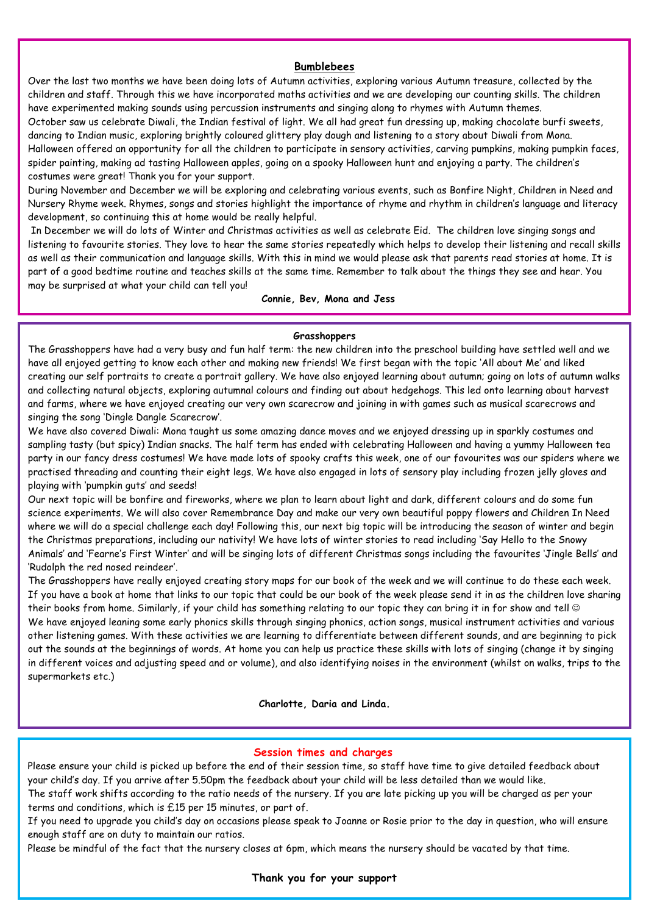## Bumblebees

Over the last two months we have been doing lots of Autumn activities, exploring various Autumn treasure, collected by the children and staff. Through this we have incorporated maths activities and we are developing our counting skills. The children have experimented making sounds using percussion instruments and singing along to rhymes with Autumn themes.

October saw us celebrate Diwali, the Indian festival of light. We all had great fun dressing up, making chocolate burfi sweets, dancing to Indian music, exploring brightly coloured glittery play dough and listening to a story about Diwali from Mona.

Halloween offered an opportunity for all the children to participate in sensory activities, carving pumpkins, making pumpkin faces, spider painting, making ad tasting Halloween apples, going on a spooky Halloween hunt and enjoying a party. The children's costumes were great! Thank you for your support.

During November and December we will be exploring and celebrating various events, such as Bonfire Night, Children in Need and Nursery Rhyme week. Rhymes, songs and stories highlight the importance of rhyme and rhythm in children's language and literacy development, so continuing this at home would be really helpful.

In December we will do lots of Winter and Christmas activities as well as celebrate Eid. The children love singing songs and listening to favourite stories. They love to hear the same stories repeatedly which helps to develop their listening and recall skills as well as their communication and language skills. With this in mind we would please ask that parents read stories at home. It is part of a good bedtime routine and teaches skills at the same time. Remember to talk about the things they see and hear. You may be surprised at what your child can tell you!

**Connie, Bev, Mona and Jess**

## Grasshoppers

The Grasshoppers have had a very busy and fun half term: the new children into the preschool building have settled well and we have all enjoyed getting to know each other and making new friends! We first began with the topic 'All about Me' and liked creating our self portraits to create a portrait gallery. We have also enjoyed learning about autumn; going on lots of autumn walks and collecting natural objects, exploring autumnal colours and finding out about hedgehogs. This led onto learning about harvest and farms, where we have enjoyed creating our very own scarecrow and joining in with games such as musical scarecrows and singing the song 'Dingle Dangle Scarecrow'.

We have also covered Diwali: Mona taught us some amazing dance moves and we enjoyed dressing up in sparkly costumes and sampling tasty (but spicy) Indian snacks. The half term has ended with celebrating Halloween and having a yummy Halloween tea party in our fancy dress costumes! We have made lots of spooky crafts this week, one of our favourites was our spiders where we practised threading and counting their eight legs. We have also engaged in lots of sensory play including frozen jelly gloves and playing with 'pumpkin guts' and seeds!

Our next topic will be bonfire and fireworks, where we plan to learn about light and dark, different colours and do some fun science experiments. We will also cover Remembrance Day and make our very own beautiful poppy flowers and Children In Need where we will do a special challenge each day! Following this, our next big topic will be introducing the season of winter and begin the Christmas preparations, including our nativity! We have lots of winter stories to read including 'Say Hello to the Snowy Animals' and 'Fearne's First Winter' and will be singing lots of different Christmas songs including the favourites 'Jingle Bells' and 'Rudolph the red nosed reindeer'.

The Grasshoppers have really enjoyed creating story maps for our book of the week and we will continue to do these each week. If you have a book at home that links to our topic that could be our book of the week please send it in as the children love sharing their books from home. Similarly, if your child has something relating to our topic they can bring it in for show and tell ☺

We have enjoyed leaning some early phonics skills through singing phonics, action songs, musical instrument activities and various other listening games. With these activities we are learning to differentiate between different sounds, and are beginning to pick out the sounds at the beginnings of words. At home you can help us practice these skills with lots of singing (change it by singing in different voices and adjusting speed and or volume), and also identifying noises in the environment (whilst on walks, trips to the supermarkets etc.)

**Charlotte, Daria and Linda.**

## Session times and charges

Please ensure your child is picked up before the end of their session time, so staff have time to give detailed feedback about your child's day. If you arrive after 5.50pm the feedback about your child will be less detailed than we would like.

The staff work shifts according to the ratio needs of the nursery. If you are late picking up you will be charged as per your terms and conditions, which is £15 per 15 minutes, or part of.

If you need to upgrade you child's day on occasions please speak to Joanne or Rosie prior to the day in question, who will ensure enough staff are on duty to maintain our ratios.

Please be mindful of the fact that the nursery closes at 6pm, which means the nursery should be vacated by that time.

**Thank you for your support**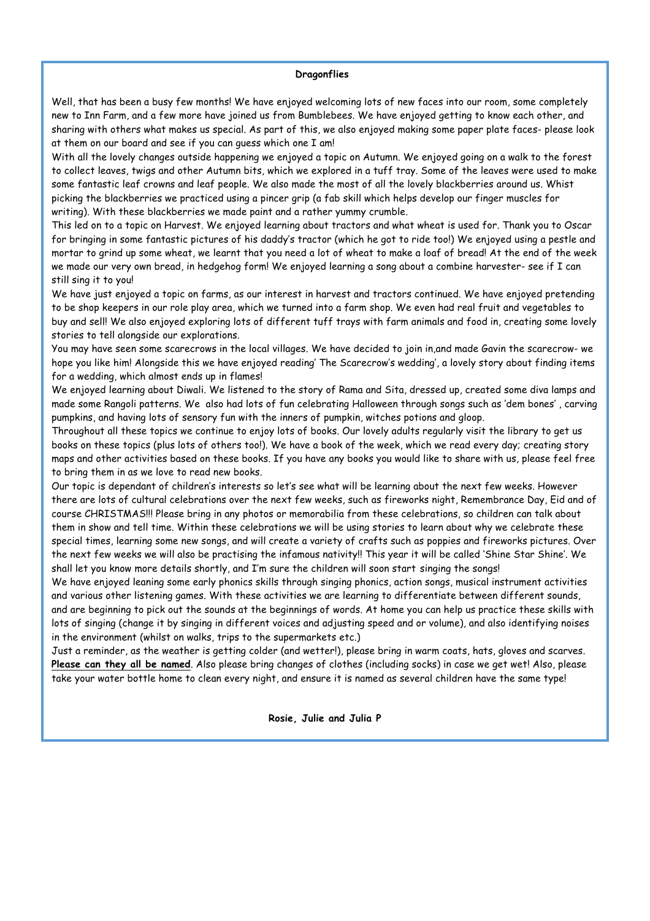**Dragonflies**

Well, that has been a busy few months! We have enjoyed welcoming lots of new faces into our room, some completely new to Inn Farm, and a few more have joined us from Bumblebees. We have enjoyed getting to know each other, and sharing with others what makes us special. As part of this, we also enjoyed making some paper plate faces- please look at them on our board and see if you can guess which one I am!

With all the lovely changes outside happening we enjoyed a topic on Autumn. We enjoyed going on a walk to the forest to collect leaves, twigs and other Autumn bits, which we explored in a tuff tray. Some of the leaves were used to make some fantastic leaf crowns and leaf people. We also made the most of all the lovely blackberries around us. Whist picking the blackberries we practiced using a pincer grip (a fab skill which helps develop our finger muscles for writing). With these blackberries we made paint and a rather yummy crumble.

This led on to a topic on Harvest. We enjoyed learning about tractors and what wheat is used for. Thank you to Oscar for bringing in some fantastic pictures of his daddy's tractor (which he got to ride too!) We enjoyed using a pestle and mortar to grind up some wheat, we learnt that you need a lot of wheat to make a loaf of bread! At the end of the week we made our very own bread, in hedgehog form! We enjoyed learning a song about a combine harvester- see if I can still sing it to you!

We have just enjoyed a topic on farms, as our interest in harvest and tractors continued. We have enjoyed pretending to be shop keepers in our role play area, which we turned into a farm shop. We even had real fruit and vegetables to buy and sell! We also enjoyed exploring lots of different tuff trays with farm animals and food in, creating some lovely stories to tell alongside our explorations.

You may have seen some scarecrows in the local villages. We have decided to join in,and made Gavin the scarecrow- we hope you like him! Alongside this we have enjoyed reading' The Scarecrow's wedding', a lovely story about finding items for a wedding, which almost ends up in flames!

We enjoyed learning about Diwali. We listened to the story of Rama and Sita, dressed up, created some diva lamps and made some Rangoli patterns. We also had lots of fun celebrating Halloween through songs such as 'dem bones' , carving pumpkins, and having lots of sensory fun with the inners of pumpkin, witches potions and gloop.

Throughout all these topics we continue to enjoy lots of books. Our lovely adults regularly visit the library to get us books on these topics (plus lots of others too!). We have a book of the week, which we read every day; creating story maps and other activities based on these books. If you have any books you would like to share with us, please feel free to bring them in as we love to read new books.

Our topic is dependant of children's interests so let's see what will be learning about the next few weeks. However there are lots of cultural celebrations over the next few weeks, such as fireworks night, Remembrance Day, Eid and of course CHRISTMAS!!! Please bring in any photos or memorabilia from these celebrations, so children can talk about them in show and tell time. Within these celebrations we will be using stories to learn about why we celebrate these special times, learning some new songs, and will create a variety of crafts such as poppies and fireworks pictures. Over the next few weeks we will also be practising the infamous nativity!! This year it will be called 'Shine Star Shine'. We shall let you know more details shortly, and I'm sure the children will soon start singing the songs!

We have enjoyed leaning some early phonics skills through singing phonics, action songs, musical instrument activities and various other listening games. With these activities we are learning to differentiate between different sounds, and are beginning to pick out the sounds at the beginnings of words. At home you can help us practice these skills with lots of singing (change it by singing in different voices and adjusting speed and or volume), and also identifying noises in the environment (whilst on walks, trips to the supermarkets etc.)

Just a reminder, as the weather is getting colder (and wetter!), please bring in warm coats, hats, gloves and scarves. **Please can they all be named**. Also please bring changes of clothes (including socks) in case we get wet! Also, please take your water bottle home to clean every night, and ensure it is named as several children have the same type!

**Rosie, Julie and Julia P**